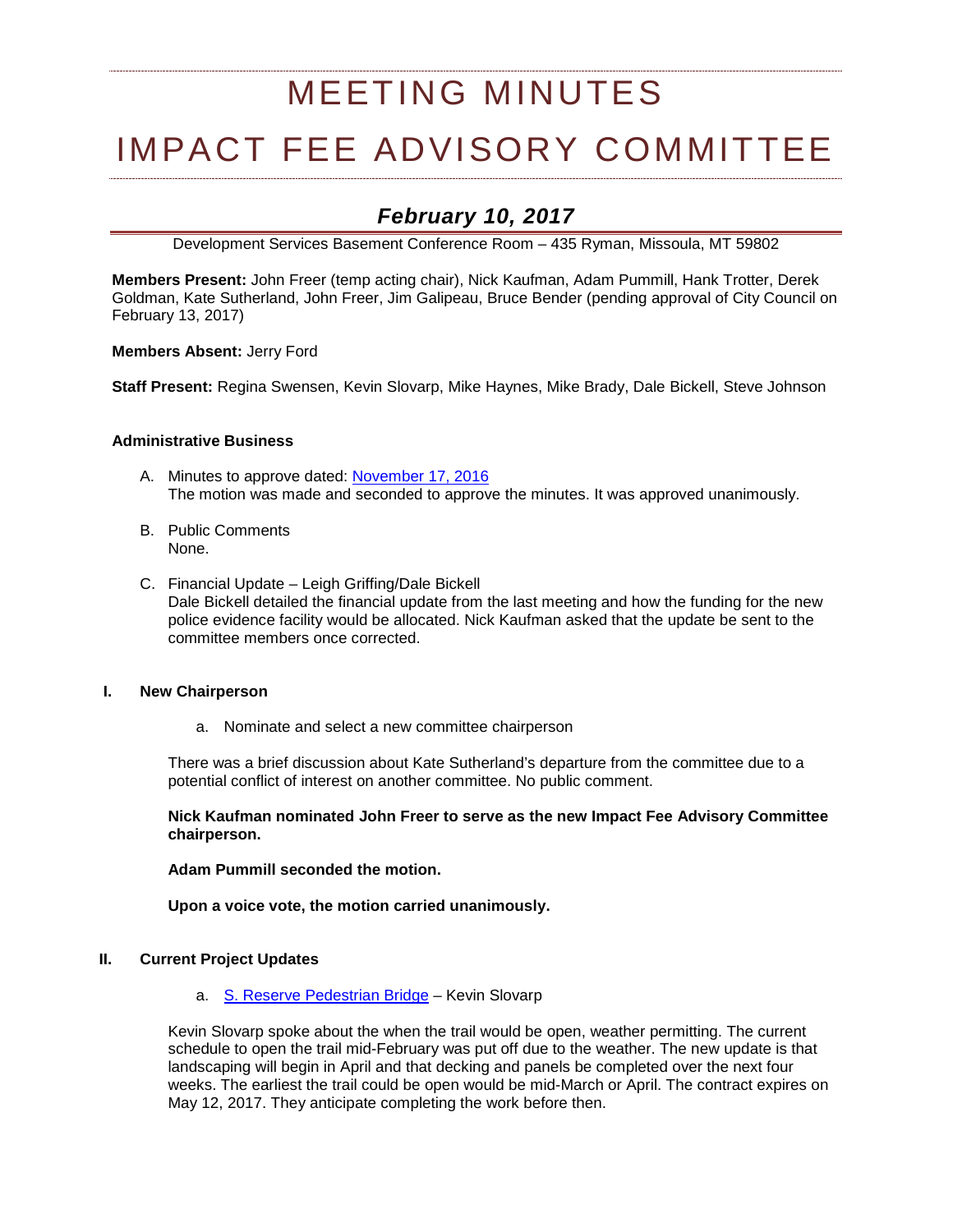# MEETING MINUTES

# IMPACT FEE ADVISORY COMMITTEE

## *February 10, 2017*

Development Services Basement Conference Room – 435 Ryman, Missoula, MT 59802

**Members Present:** John Freer (temp acting chair), Nick Kaufman, Adam Pummill, Hank Trotter, Derek Goldman, Kate Sutherland, John Freer, Jim Galipeau, Bruce Bender (pending approval of City Council on February 13, 2017)

**Members Absent:** Jerry Ford

**Staff Present:** Regina Swensen, Kevin Slovarp, Mike Haynes, Mike Brady, Dale Bickell, Steve Johnson

### Administrative Business

A. Minutes to approve dated: [November 17, 2016]()
   The motion was made and seconded to approve the minutes. It was approved unanimously.

B. Public Comments
   None.

C. Financial Update – Leigh Griffing/Dale Bickell
   Dale Bickell detailed the financial update from the last meeting and how the funding for the new police evidence facility would be allocated. Nick Kaufman asked that the update be sent to the committee members once corrected.

### I. New Chairperson

a. Nominate and select a new committee chairperson

There was a brief discussion about Kate Sutherland's departure from the committee due to a potential conflict of interest on another committee. No public comment.

**Nick Kaufman nominated John Freer to serve as the new Impact Fee Advisory Committee chairperson.**

**Adam Pummill seconded the motion.**

**Upon a voice vote, the motion carried unanimously.**

### II. Current Project Updates

a. [S. Reserve Pedestrian Bridge]() – Kevin Slovarp

Kevin Slovarp spoke about the when the trail would be open, weather permitting. The current schedule to open the trail mid-February was put off due to the weather. The new update is that landscaping will begin in April and that decking and panels be completed over the next four weeks. The earliest the trail could be open would be mid-March or April. The contract expires on May 12, 2017. They anticipate completing the work before then.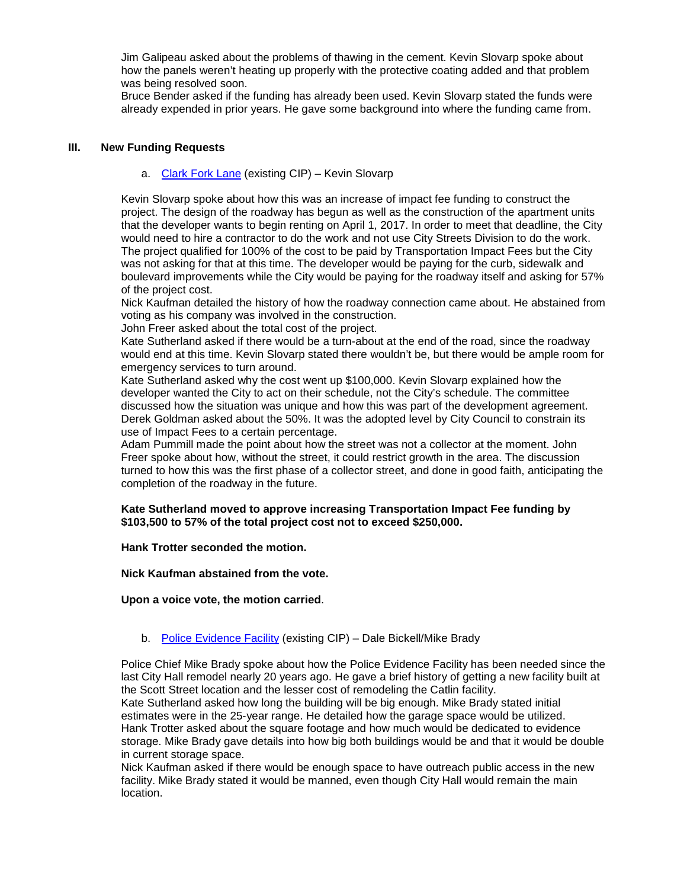Jim Galipeau asked about the problems of thawing in the cement. Kevin Slovarp spoke about how the panels weren't heating up properly with the protective coating added and that problem was being resolved soon.
Bruce Bender asked if the funding has already been used. Kevin Slovarp stated the funds were already expended in prior years. He gave some background into where the funding came from.

## III. New Funding Requests

a. Clark Fork Lane (existing CIP) – Kevin Slovarp

Kevin Slovarp spoke about how this was an increase of impact fee funding to construct the project. The design of the roadway has begun as well as the construction of the apartment units that the developer wants to begin renting on April 1, 2017. In order to meet that deadline, the City would need to hire a contractor to do the work and not use City Streets Division to do the work. The project qualified for 100% of the cost to be paid by Transportation Impact Fees but the City was not asking for that at this time. The developer would be paying for the curb, sidewalk and boulevard improvements while the City would be paying for the roadway itself and asking for 57% of the project cost.
Nick Kaufman detailed the history of how the roadway connection came about. He abstained from voting as his company was involved in the construction.
John Freer asked about the total cost of the project.
Kate Sutherland asked if there would be a turn-about at the end of the road, since the roadway would end at this time. Kevin Slovarp stated there wouldn't be, but there would be ample room for emergency services to turn around.
Kate Sutherland asked why the cost went up $100,000. Kevin Slovarp explained how the developer wanted the City to act on their schedule, not the City's schedule. The committee discussed how the situation was unique and how this was part of the development agreement.
Derek Goldman asked about the 50%. It was the adopted level by City Council to constrain its use of Impact Fees to a certain percentage.
Adam Pummill made the point about how the street was not a collector at the moment. John Freer spoke about how, without the street, it could restrict growth in the area. The discussion turned to how this was the first phase of a collector street, and done in good faith, anticipating the completion of the roadway in the future.

**Kate Sutherland moved to approve increasing Transportation Impact Fee funding by $103,500 to 57% of the total project cost not to exceed $250,000.**

**Hank Trotter seconded the motion.**

**Nick Kaufman abstained from the vote.**

**Upon a voice vote, the motion carried**.

b. Police Evidence Facility (existing CIP) – Dale Bickell/Mike Brady

Police Chief Mike Brady spoke about how the Police Evidence Facility has been needed since the last City Hall remodel nearly 20 years ago. He gave a brief history of getting a new facility built at the Scott Street location and the lesser cost of remodeling the Catlin facility.
Kate Sutherland asked how long the building will be big enough. Mike Brady stated initial estimates were in the 25-year range. He detailed how the garage space would be utilized.
Hank Trotter asked about the square footage and how much would be dedicated to evidence storage. Mike Brady gave details into how big both buildings would be and that it would be double in current storage space.
Nick Kaufman asked if there would be enough space to have outreach public access in the new facility. Mike Brady stated it would be manned, even though City Hall would remain the main location.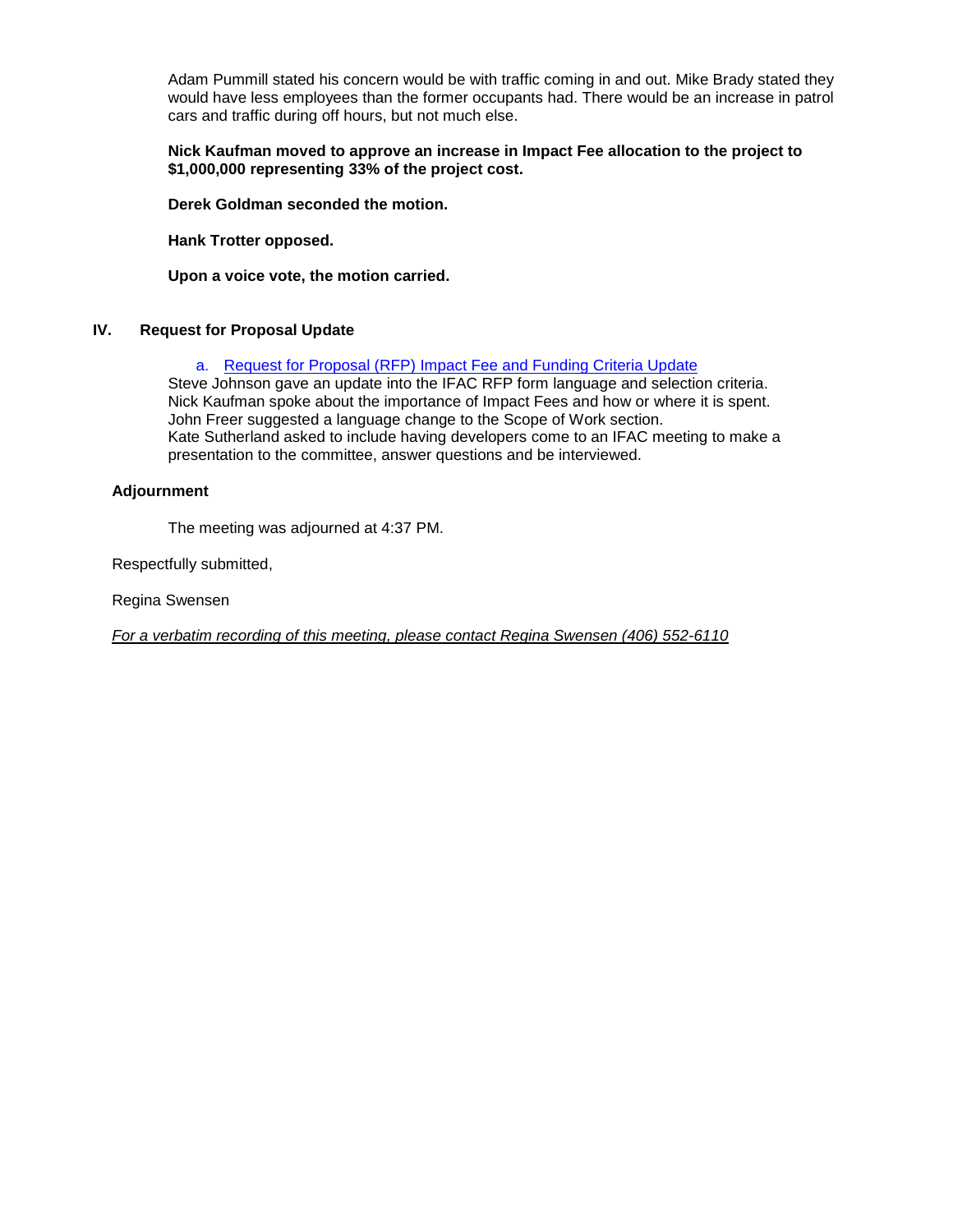Adam Pummill stated his concern would be with traffic coming in and out. Mike Brady stated they would have less employees than the former occupants had. There would be an increase in patrol cars and traffic during off hours, but not much else.

**Nick Kaufman moved to approve an increase in Impact Fee allocation to the project to $1,000,000 representing 33% of the project cost.**

**Derek Goldman seconded the motion.**

**Hank Trotter opposed.**

**Upon a voice vote, the motion carried.**

## IV. Request for Proposal Update

a. Request for Proposal (RFP) Impact Fee and Funding Criteria Update

Steve Johnson gave an update into the IFAC RFP form language and selection criteria.
Nick Kaufman spoke about the importance of Impact Fees and how or where it is spent.
John Freer suggested a language change to the Scope of Work section.
Kate Sutherland asked to include having developers come to an IFAC meeting to make a presentation to the committee, answer questions and be interviewed.

## Adjournment

The meeting was adjourned at 4:37 PM.

Respectfully submitted,

Regina Swensen

*For a verbatim recording of this meeting, please contact Regina Swensen (406) 552-6110*